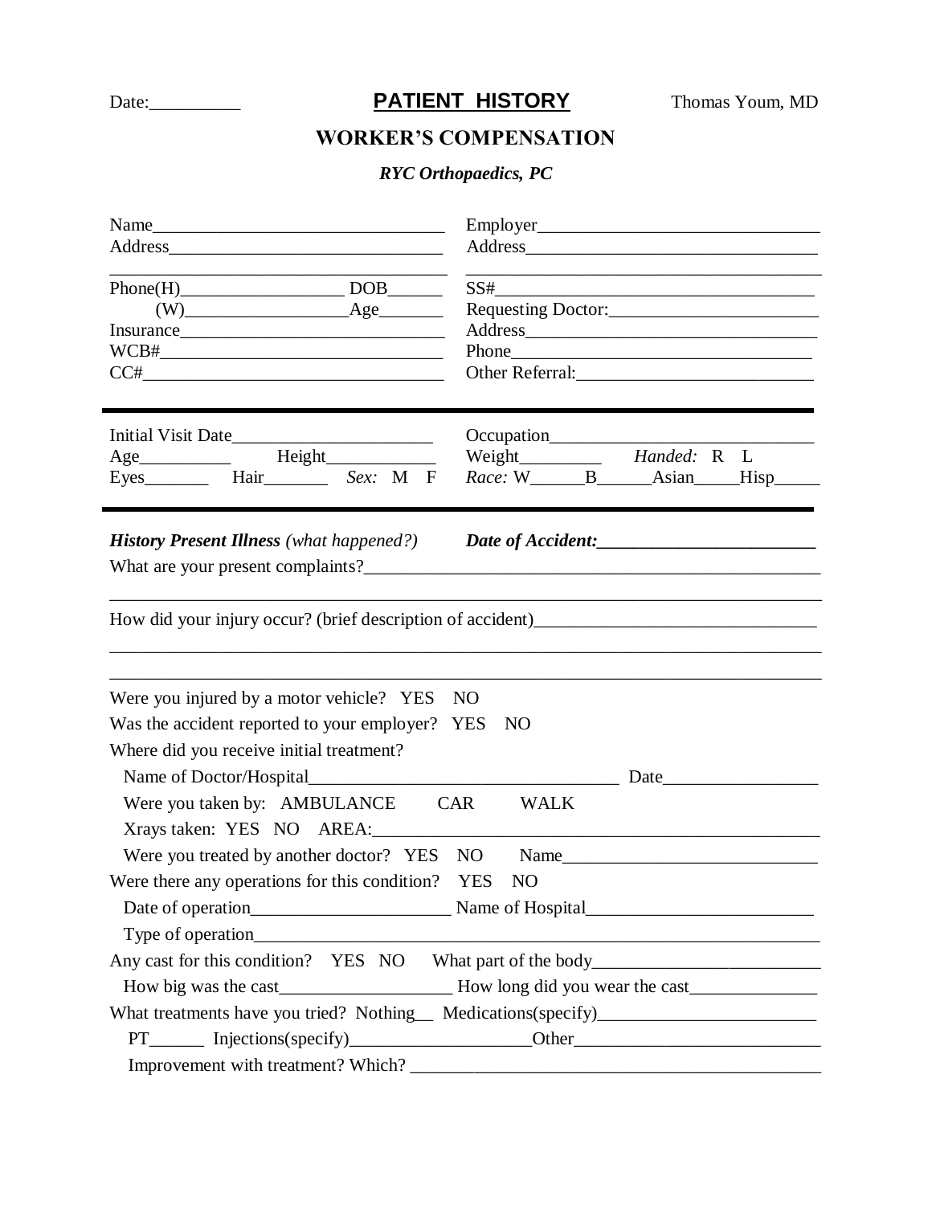Date:__________ **PATIENT HISTORY** Thomas Youm, MD

## WORKER'S COMPENSATION

***RYC Orthopaedics, PC***

Name________________________________
Address______________________________
____________________________________
Phone(H)__________________ DOB______
(W)__________________Age_______
Insurance____________________________
WCB#______________________________
CC#________________________________

Employer______________________________
Address_______________________________
_____________________________________
SS#_________________________________
Requesting Doctor:______________________
Address_______________________________
Phone________________________________
Other Referral:_________________________

---

Initial Visit Date______________________
Age__________ Height____________
Eyes_______ Hair_______ *Sex:* M F

Occupation___________________________
Weight_________ *Handed:* R L
*Race:* W______B______Asian_____Hisp_____

---

***History Present Illness*** *(what happened?)* ***Date of Accident:________________________***

What are your present complaints?__________________________________________________
_____________________________________________________________________________

How did your injury occur? (brief description of accident)______________________________
_____________________________________________________________________________
_____________________________________________________________________________

Were you injured by a motor vehicle? YES NO

Was the accident reported to your employer? YES NO

Where did you receive initial treatment?

Name of Doctor/Hospital_________________________________ Date_________________

Were you taken by: AMBULANCE CAR WALK

Xrays taken: YES NO AREA:_____________________________________________

Were you treated by another doctor? YES NO Name____________________________

Were there any operations for this condition? YES NO

Date of operation_____________________ Name of Hospital________________________

Type of operation_____________________________________________________________

Any cast for this condition? YES NO What part of the body_________________________

How big was the cast___________________ How long did you wear the cast______________

What treatments have you tried? Nothing__ Medications(specify)________________________

PT______ Injections(specify)___________________Other___________________________

Improvement with treatment? Which? _____________________________________________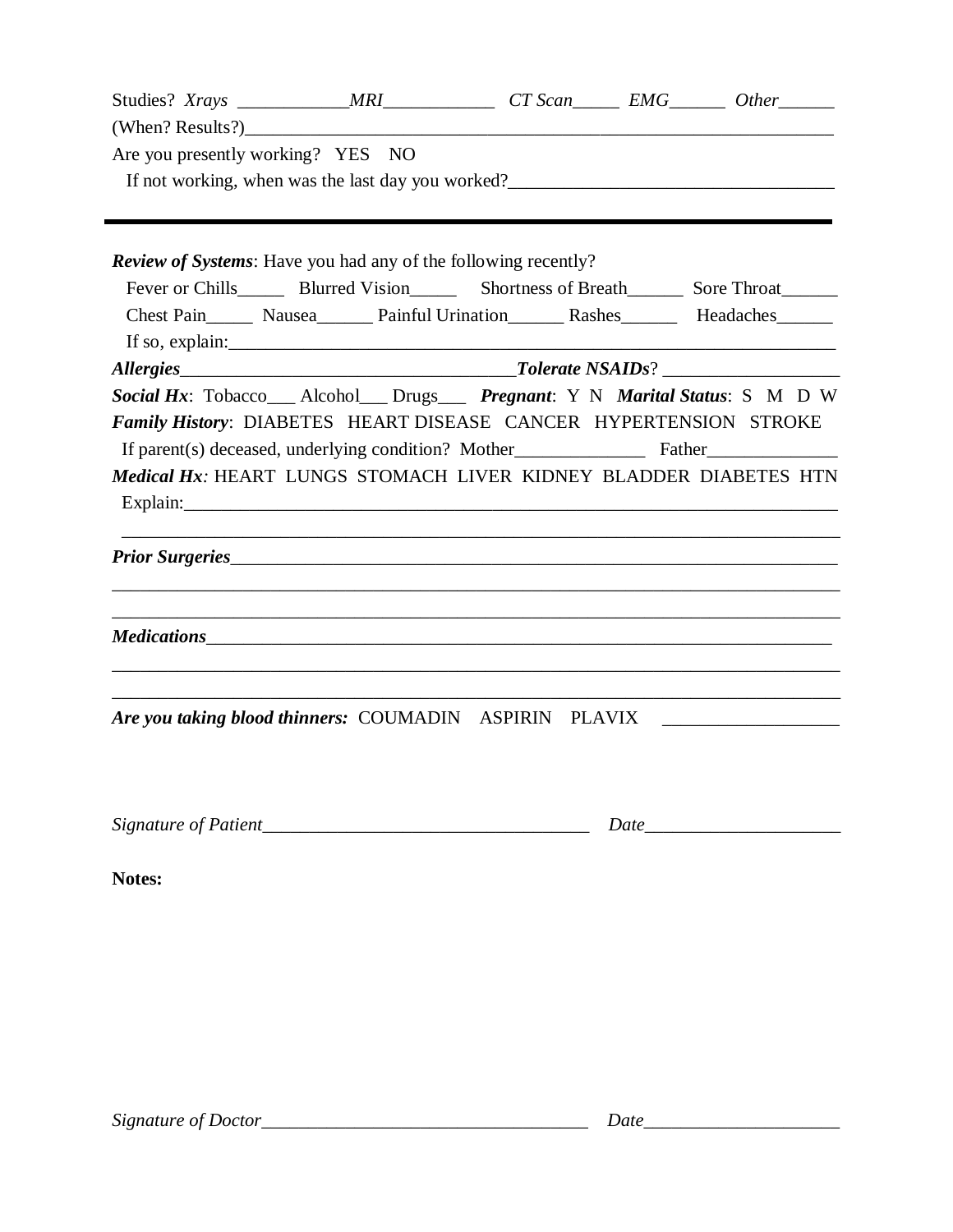Studies? *Xrays* ____________*MRI*____________ *CT Scan*_____ *EMG*______ *Other*______

(When? Results?)__________________________________________________________________

Are you presently working? YES NO

If not working, when was the last day you worked?___________________________________

---

***Review of Systems***: Have you had any of the following recently?

Fever or Chills_____ Blurred Vision_____ Shortness of Breath______ Sore Throat______

Chest Pain_____ Nausea______ Painful Urination______ Rashes______ Headaches______

If so, explain:_______________________________________________________________

***Allergies***___________________________________***Tolerate NSAIDs***? __________________

***Social Hx***: Tobacco___ Alcohol___ Drugs___ ***Pregnant***: Y N ***Marital Status***: S M D W

***Family History***: DIABETES HEART DISEASE CANCER HYPERTENSION STROKE

If parent(s) deceased, underlying condition? Mother______________ Father______________

***Medical Hx:*** HEART LUNGS STOMACH LIVER KIDNEY BLADDER DIABETES HTN

Explain:_______________________________________________________________________

_____________________________________________________________________________

***Prior Surgeries***_________________________________________________________________

_____________________________________________________________________________

_____________________________________________________________________________

***Medications***____________________________________________________________________

_____________________________________________________________________________

_____________________________________________________________________________

***Are you taking blood thinners:*** COUMADIN ASPIRIN PLAVIX __________________

*Signature of Patient*___________________________________ *Date*_____________________

**Notes:**

*Signature of Doctor*___________________________________ *Date*_____________________